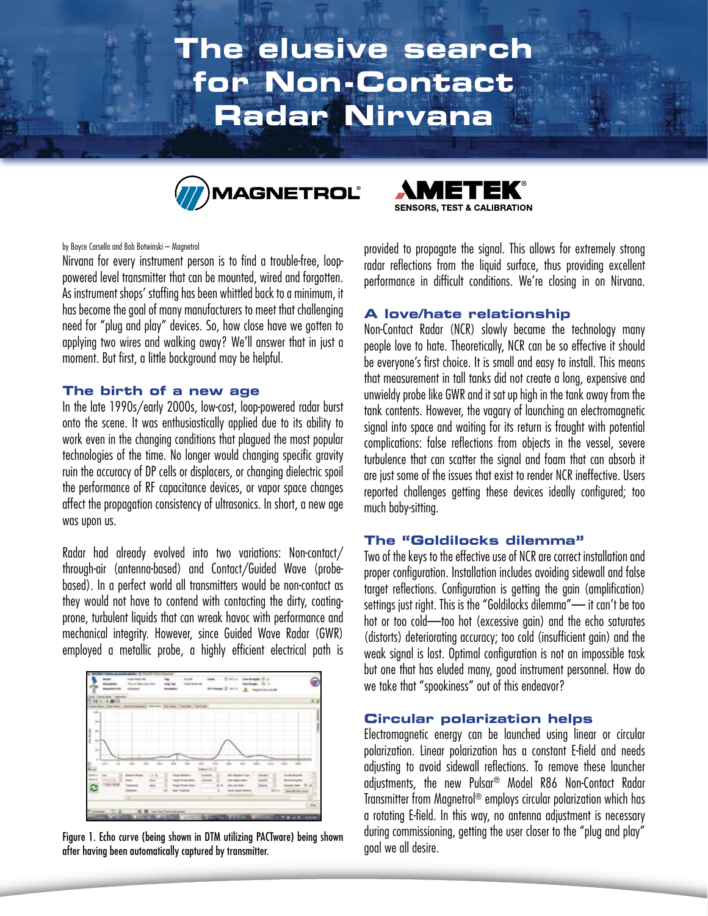# The elusive search for Non-Contact Radar Nirvana

MAGNETROL® AMETEK® SENSORS, TEST & CALIBRATION

by Boyce Carsella and Bob Botwinski – Magnetrol

Nirvana for every instrument person is to find a trouble-free, loop-powered level transmitter that can be mounted, wired and forgotten. As instrument shops' staffing has been whittled back to a minimum, it has become the goal of many manufacturers to meet that challenging need for "plug and play" devices. So, how close have we gotten to applying two wires and walking away? We'll answer that in just a moment. But first, a little background may be helpful.

## The birth of a new age

In the late 1990s/early 2000s, low-cost, loop-powered radar burst onto the scene. It was enthusiastically applied due to its ability to work even in the changing conditions that plagued the most popular technologies of the time. No longer would changing specific gravity ruin the accuracy of DP cells or displacers, or changing dielectric spoil the performance of RF capacitance devices, or vapor space changes affect the propagation consistency of ultrasonics. In short, a new age was upon us.

Radar had already evolved into two variations: Non-contact/through-air (antenna-based) and Contact/Guided Wave (probe-based). In a perfect world all transmitters would be non-contact as they would not have to contend with contacting the dirty, coating-prone, turbulent liquids that can wreak havoc with performance and mechanical integrity. However, since Guided Wave Radar (GWR) employed a metallic probe, a highly efficient electrical path is provided to propagate the signal. This allows for extremely strong radar reflections from the liquid surface, thus providing excellent performance in difficult conditions. We're closing in on Nirvana.

Figure 1. Echo curve (being shown in DTM utilizing PACTware) being shown after having been automatically captured by transmitter.

## A love/hate relationship

Non-Contact Radar (NCR) slowly became the technology many people love to hate. Theoretically, NCR can be so effective it should be everyone's first choice. It is small and easy to install. This means that measurement in tall tanks did not create a long, expensive and unwieldy probe like GWR and it sat up high in the tank away from the tank contents. However, the vagary of launching an electromagnetic signal into space and waiting for its return is fraught with potential complications: false reflections from objects in the vessel, severe turbulence that can scatter the signal and foam that can absorb it are just some of the issues that exist to render NCR ineffective. Users reported challenges getting these devices ideally configured; too much baby-sitting.

## The "Goldilocks dilemma"

Two of the keys to the effective use of NCR are correct installation and proper configuration. Installation includes avoiding sidewall and false target reflections. Configuration is getting the gain (amplification) settings just right. This is the "Goldilocks dilemma"— it can't be too hot or too cold—too hot (excessive gain) and the echo saturates (distorts) deteriorating accuracy; too cold (insufficient gain) and the weak signal is lost. Optimal configuration is not an impossible task but one that has eluded many, good instrument personnel. How do we take that "spookiness" out of this endeavor?

## Circular polarization helps

Electromagnetic energy can be launched using linear or circular polarization. Linear polarization has a constant E-field and needs adjusting to avoid sidewall reflections. To remove these launcher adjustments, the new Pulsar® Model R86 Non-Contact Radar Transmitter from Magnetrol® employs circular polarization which has a rotating E-field. In this way, no antenna adjustment is necessary during commissioning, getting the user closer to the "plug and play" goal we all desire.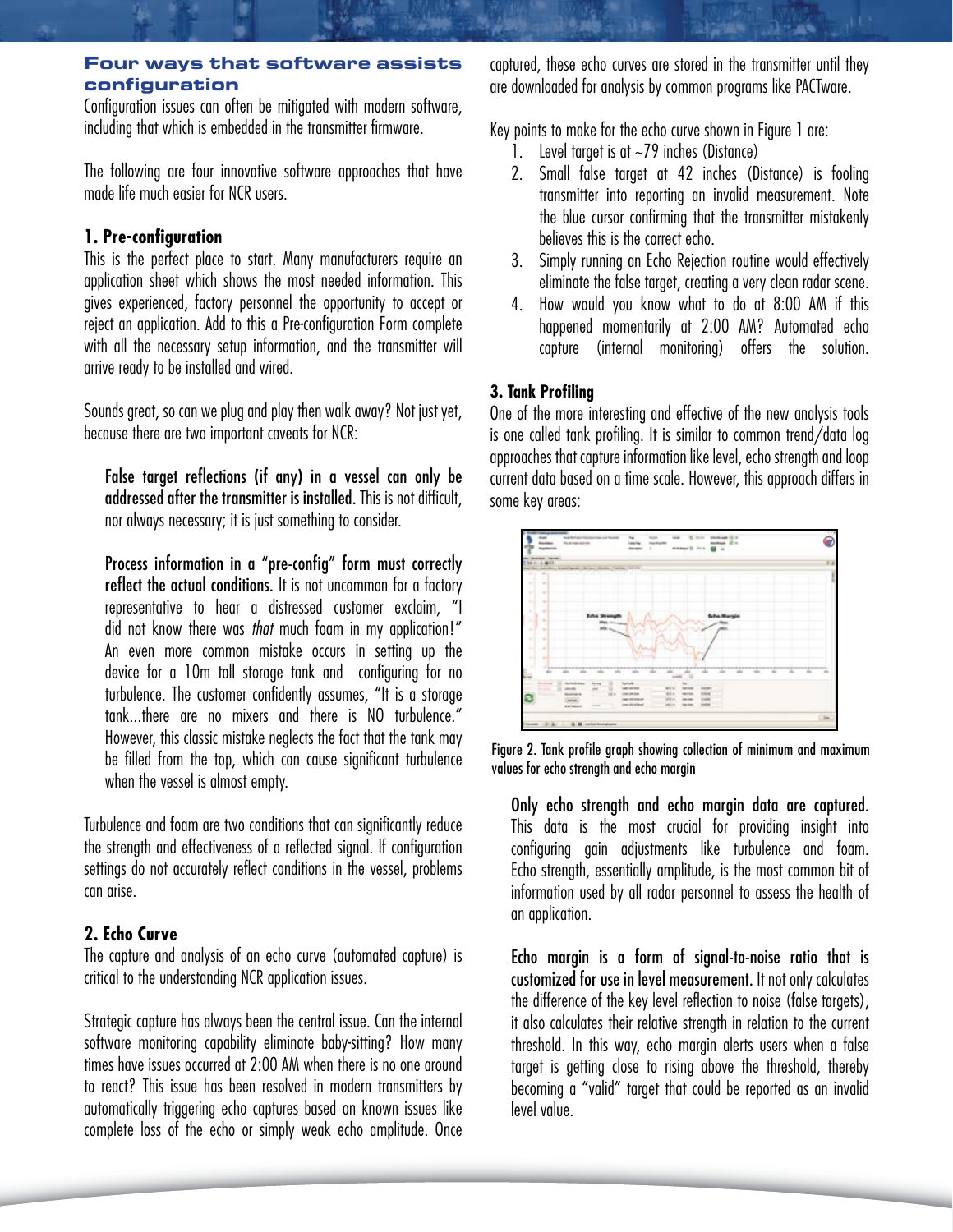## Four ways that software assists configuration

Configuration issues can often be mitigated with modern software, including that which is embedded in the transmitter firmware.

The following are four innovative software approaches that have made life much easier for NCR users.

### 1. Pre-configuration

This is the perfect place to start. Many manufacturers require an application sheet which shows the most needed information. This gives experienced, factory personnel the opportunity to accept or reject an application. Add to this a Pre-configuration Form complete with all the necessary setup information, and the transmitter will arrive ready to be installed and wired.

Sounds great, so can we plug and play then walk away? Not just yet, because there are two important caveats for NCR:

> **False target reflections (if any) in a vessel can only be addressed after the transmitter is installed.** This is not difficult, nor always necessary; it is just something to consider.
>
> **Process information in a "pre-config" form must correctly reflect the actual conditions.** It is not uncommon for a factory representative to hear a distressed customer exclaim, "I did not know there was *that* much foam in my application!" An even more common mistake occurs in setting up the device for a 10m tall storage tank and configuring for no turbulence. The customer confidently assumes, "It is a storage tank…there are no mixers and there is NO turbulence." However, this classic mistake neglects the fact that the tank may be filled from the top, which can cause significant turbulence when the vessel is almost empty.

Turbulence and foam are two conditions that can significantly reduce the strength and effectiveness of a reflected signal. If configuration settings do not accurately reflect conditions in the vessel, problems can arise.

### 2. Echo Curve

The capture and analysis of an echo curve (automated capture) is critical to the understanding NCR application issues.

Strategic capture has always been the central issue. Can the internal software monitoring capability eliminate baby-sitting? How many times have issues occurred at 2:00 AM when there is no one around to react? This issue has been resolved in modern transmitters by automatically triggering echo captures based on known issues like complete loss of the echo or simply weak echo amplitude. Once captured, these echo curves are stored in the transmitter until they are downloaded for analysis by common programs like PACTware.

Key points to make for the echo curve shown in Figure 1 are:

1. Level target is at ~79 inches (Distance)
2. Small false target at 42 inches (Distance) is fooling transmitter into reporting an invalid measurement. Note the blue cursor confirming that the transmitter mistakenly believes this is the correct echo.
3. Simply running an Echo Rejection routine would effectively eliminate the false target, creating a very clean radar scene.
4. How would you know what to do at 8:00 AM if this happened momentarily at 2:00 AM? Automated echo capture (internal monitoring) offers the solution.

### 3. Tank Profiling

One of the more interesting and effective of the new analysis tools is one called tank profiling. It is similar to common trend/data log approaches that capture information like level, echo strength and loop current data based on a time scale. However, this approach differs in some key areas:

Figure 2. Tank profile graph showing collection of minimum and maximum values for echo strength and echo margin

> **Only echo strength and echo margin data are captured.** This data is the most crucial for providing insight into configuring gain adjustments like turbulence and foam. Echo strength, essentially amplitude, is the most common bit of information used by all radar personnel to assess the health of an application.
>
> **Echo margin is a form of signal-to-noise ratio that is customized for use in level measurement.** It not only calculates the difference of the key level reflection to noise (false targets), it also calculates their relative strength in relation to the current threshold. In this way, echo margin alerts users when a false target is getting close to rising above the threshold, thereby becoming a "valid" target that could be reported as an invalid level value.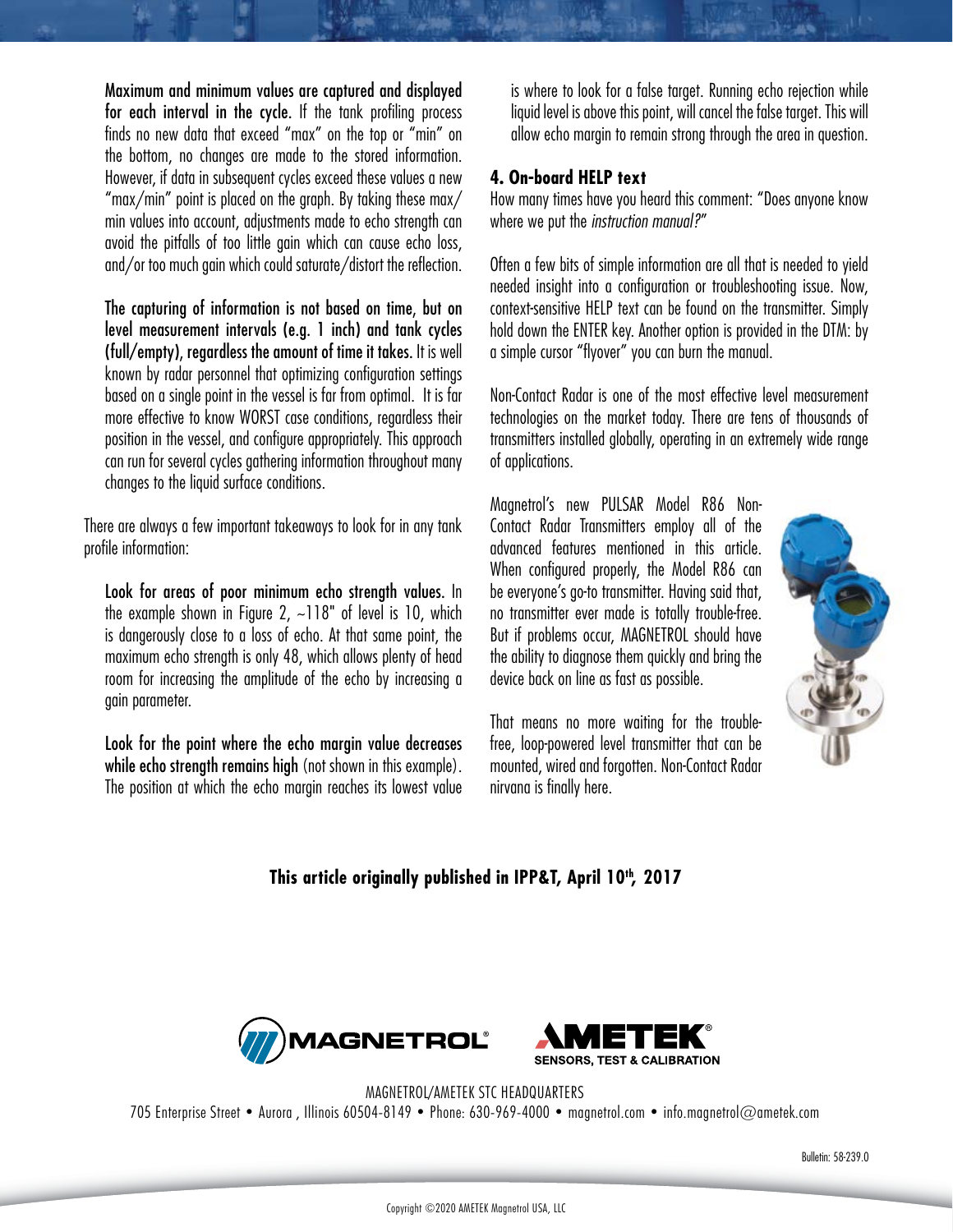**Maximum and minimum values are captured and displayed for each interval in the cycle.** If the tank profiling process finds no new data that exceed "max" on the top or "min" on the bottom, no changes are made to the stored information. However, if data in subsequent cycles exceed these values a new "max/min" point is placed on the graph. By taking these max/min values into account, adjustments made to echo strength can avoid the pitfalls of too little gain which can cause echo loss, and/or too much gain which could saturate/distort the reflection.

**The capturing of information is not based on time, but on level measurement intervals (e.g. 1 inch) and tank cycles (full/empty), regardless the amount of time it takes.** It is well known by radar personnel that optimizing configuration settings based on a single point in the vessel is far from optimal. It is far more effective to know WORST case conditions, regardless their position in the vessel, and configure appropriately. This approach can run for several cycles gathering information throughout many changes to the liquid surface conditions.

There are always a few important takeaways to look for in any tank profile information:

**Look for areas of poor minimum echo strength values.** In the example shown in Figure 2, ~118" of level is 10, which is dangerously close to a loss of echo. At that same point, the maximum echo strength is only 48, which allows plenty of head room for increasing the amplitude of the echo by increasing a gain parameter.

**Look for the point where the echo margin value decreases while echo strength remains high** (not shown in this example). The position at which the echo margin reaches its lowest value is where to look for a false target. Running echo rejection while liquid level is above this point, will cancel the false target. This will allow echo margin to remain strong through the area in question.

### 4. On-board HELP text

How many times have you heard this comment: "Does anyone know where we put the *instruction manual?*"

Often a few bits of simple information are all that is needed to yield needed insight into a configuration or troubleshooting issue. Now, context-sensitive HELP text can be found on the transmitter. Simply hold down the ENTER key. Another option is provided in the DTM: by a simple cursor "flyover" you can burn the manual.

Non-Contact Radar is one of the most effective level measurement technologies on the market today. There are tens of thousands of transmitters installed globally, operating in an extremely wide range of applications.

Magnetrol's new PULSAR Model R86 Non-Contact Radar Transmitters employ all of the advanced features mentioned in this article. When configured properly, the Model R86 can be everyone's go-to transmitter. Having said that, no transmitter ever made is totally trouble-free. But if problems occur, MAGNETROL should have the ability to diagnose them quickly and bring the device back on line as fast as possible.

That means no more waiting for the trouble-free, loop-powered level transmitter that can be mounted, wired and forgotten. Non-Contact Radar nirvana is finally here.

**This article originally published in IPP&T, April 10th, 2017**

MAGNETROL/AMETEK STC HEADQUARTERS

705 Enterprise Street • Aurora , Illinois 60504-8149 • Phone: 630-969-4000 • magnetrol.com • info.magnetrol@ametek.com

Bulletin: 58-239.0

Copyright ©2020 AMETEK Magnetrol USA, LLC